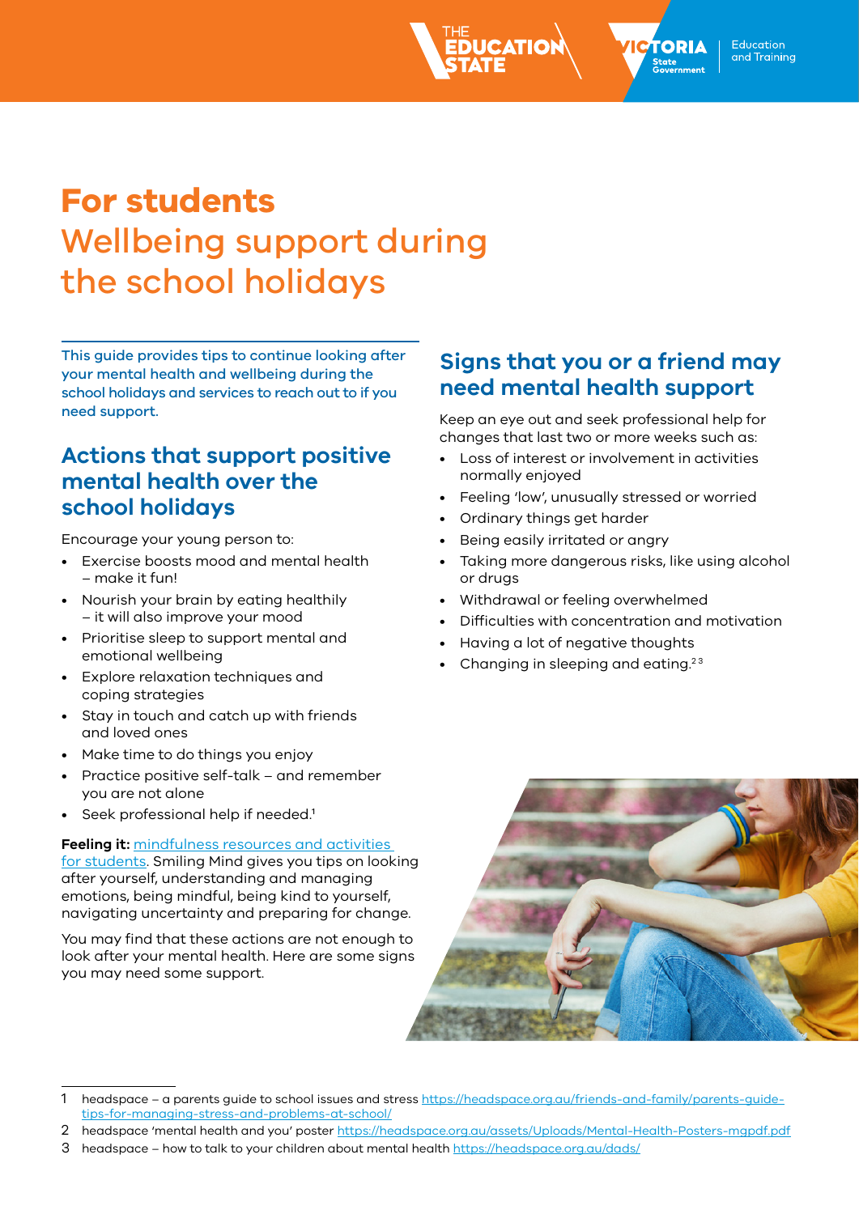# For students

## Wellbeing support during the school holidays

This guide provides tips to continue looking after your mental health and wellbeing during the school holidays and services to reach out to if you need support.

## Actions that support positive mental health over the school holidays

Encourage your young person to:

- Exercise boosts mood and mental health – make it fun!
- Nourish your brain by eating healthily – it will also improve your mood
- Prioritise sleep to support mental and emotional wellbeing
- Explore relaxation techniques and coping strategies
- Stay in touch and catch up with friends and loved ones
- Make time to do things you enjoy
- Practice positive self-talk – and remember you are not alone
- Seek professional help if needed.[1]

**Feeling it:** mindfulness resources and activities for students. Smiling Mind gives you tips on looking after yourself, understanding and managing emotions, being mindful, being kind to yourself, navigating uncertainty and preparing for change.

You may find that these actions are not enough to look after your mental health. Here are some signs you may need some support.

## Signs that you or a friend may need mental health support

Keep an eye out and seek professional help for changes that last two or more weeks such as:

- Loss of interest or involvement in activities normally enjoyed
- Feeling 'low', unusually stressed or worried
- Ordinary things get harder
- Being easily irritated or angry
- Taking more dangerous risks, like using alcohol or drugs
- Withdrawal or feeling overwhelmed
- Difficulties with concentration and motivation
- Having a lot of negative thoughts
- Changing in sleeping and eating.[2 3]

---

1 headspace – a parents guide to school issues and stress https://headspace.org.au/friends-and-family/parents-guide-tips-for-managing-stress-and-problems-at-school/

2 headspace 'mental health and you' poster https://headspace.org.au/assets/Uploads/Mental-Health-Posters-mgpdf.pdf

3 headspace – how to talk to your children about mental health https://headspace.org.au/dads/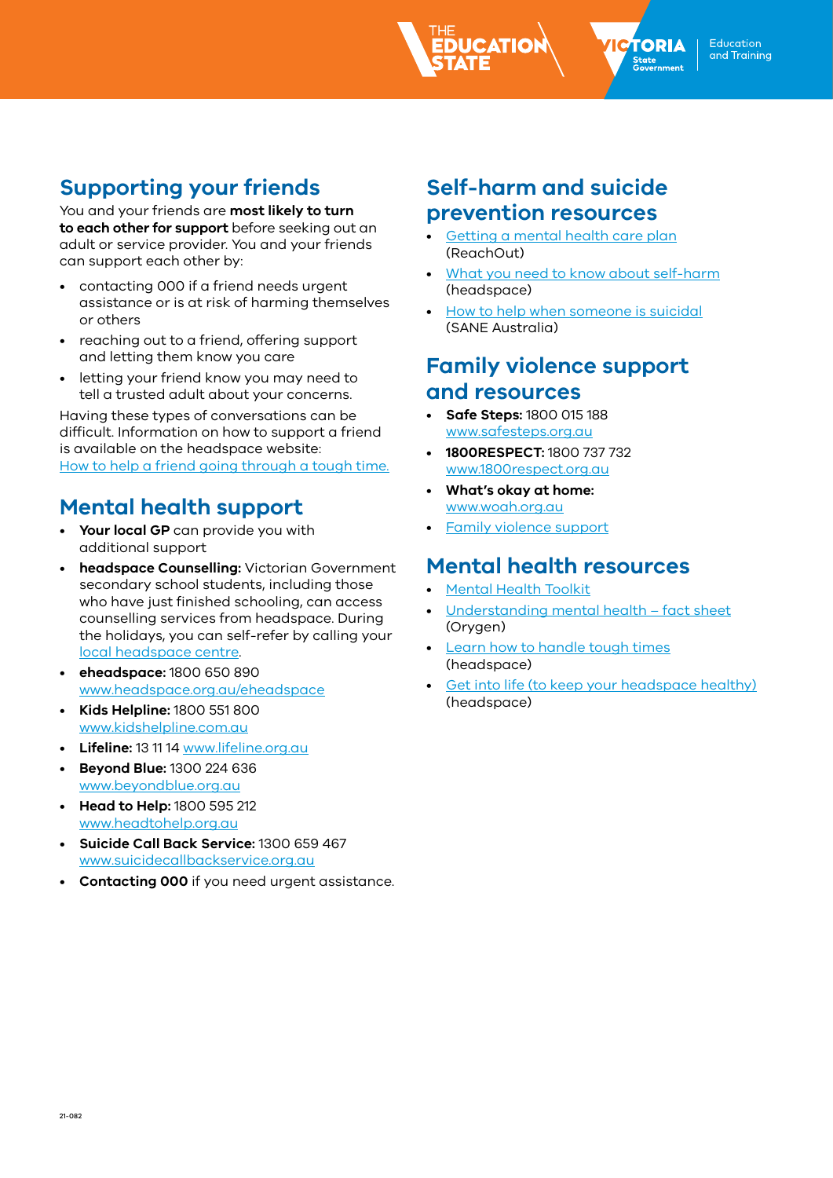## Supporting your friends

You and your friends are **most likely to turn to each other for support** before seeking out an adult or service provider. You and your friends can support each other by:

- contacting 000 if a friend needs urgent assistance or is at risk of harming themselves or others
- reaching out to a friend, offering support and letting them know you care
- letting your friend know you may need to tell a trusted adult about your concerns.

Having these types of conversations can be difficult. Information on how to support a friend is available on the headspace website: How to help a friend going through a tough time.

## Mental health support

- **Your local GP** can provide you with additional support
- **headspace Counselling:** Victorian Government secondary school students, including those who have just finished schooling, can access counselling services from headspace. During the holidays, you can self-refer by calling your local headspace centre.
- **eheadspace:** 1800 650 890 www.headspace.org.au/eheadspace
- **Kids Helpline:** 1800 551 800 www.kidshelpline.com.au
- **Lifeline:** 13 11 14 www.lifeline.org.au
- **Beyond Blue:** 1300 224 636 www.beyondblue.org.au
- **Head to Help:** 1800 595 212 www.headtohelp.org.au
- **Suicide Call Back Service:** 1300 659 467 www.suicidecallbackservice.org.au
- **Contacting 000** if you need urgent assistance.

## Self-harm and suicide prevention resources

- Getting a mental health care plan (ReachOut)
- What you need to know about self-harm (headspace)
- How to help when someone is suicidal (SANE Australia)

## Family violence support and resources

- **Safe Steps:** 1800 015 188 www.safesteps.org.au
- **1800RESPECT:** 1800 737 732 www.1800respect.org.au
- **What's okay at home:** www.woah.org.au
- Family violence support

## Mental health resources

- Mental Health Toolkit
- Understanding mental health – fact sheet (Orygen)
- Learn how to handle tough times (headspace)
- Get into life (to keep your headspace healthy) (headspace)

21-082